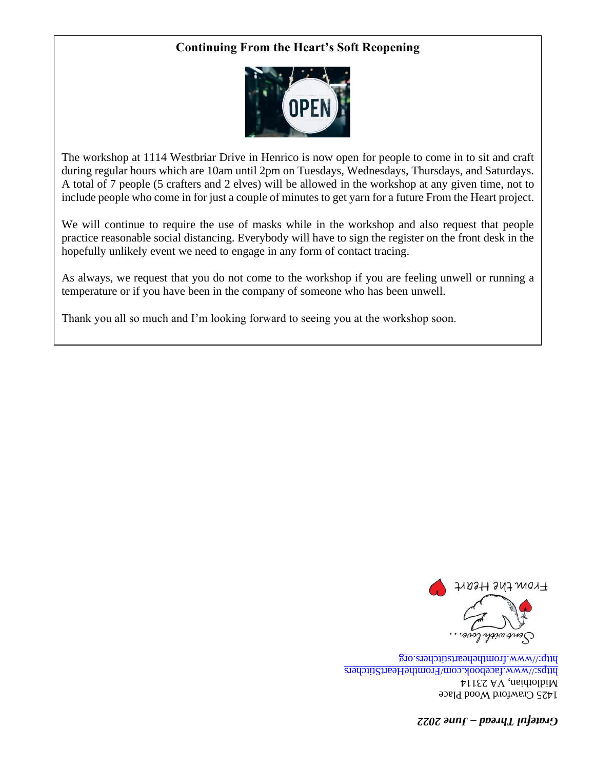## Continuing From the Heart's Soft Reopening

The workshop at 1114 Westbriar Drive in Henrico is now open for people to come in to sit and craft during regular hours which are 10am until 2pm on Tuesdays, Wednesdays, Thursdays, and Saturdays. A total of 7 people (5 crafters and 2 elves) will be allowed in the workshop at any given time, not to include people who come in for just a couple of minutes to get yarn for a future From the Heart project.

We will continue to require the use of masks while in the workshop and also request that people practice reasonable social distancing. Everybody will have to sign the register on the front desk in the hopefully unlikely event we need to engage in any form of contact tracing.

As always, we request that you do not come to the workshop if you are feeling unwell or running a temperature or if you have been in the company of someone who has been unwell.

Thank you all so much and I'm looking forward to seeing you at the workshop soon.

From the Heart

Sent with love. . .

1425 Crawford Wood Place
Midlothian, VA 23114
https://www.facebook.com/FromtheHeartStitchers
http://www.fromtheheartstitchers.org

*Grateful Thread – June 2022*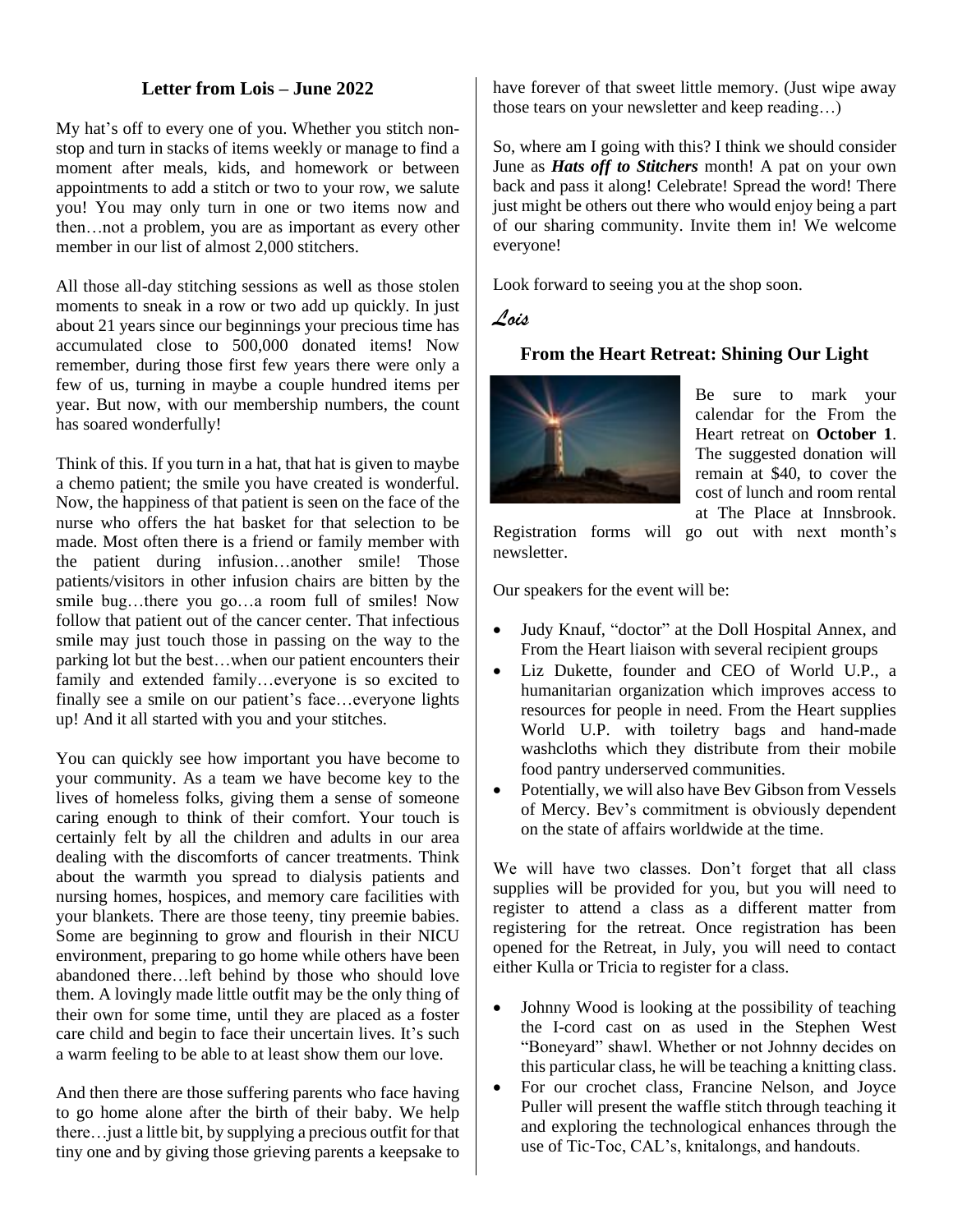## Letter from Lois – June 2022

My hat's off to every one of you. Whether you stitch non-stop and turn in stacks of items weekly or manage to find a moment after meals, kids, and homework or between appointments to add a stitch or two to your row, we salute you! You may only turn in one or two items now and then…not a problem, you are as important as every other member in our list of almost 2,000 stitchers.

All those all-day stitching sessions as well as those stolen moments to sneak in a row or two add up quickly. In just about 21 years since our beginnings your precious time has accumulated close to 500,000 donated items! Now remember, during those first few years there were only a few of us, turning in maybe a couple hundred items per year. But now, with our membership numbers, the count has soared wonderfully!

Think of this. If you turn in a hat, that hat is given to maybe a chemo patient; the smile you have created is wonderful. Now, the happiness of that patient is seen on the face of the nurse who offers the hat basket for that selection to be made. Most often there is a friend or family member with the patient during infusion…another smile! Those patients/visitors in other infusion chairs are bitten by the smile bug…there you go…a room full of smiles! Now follow that patient out of the cancer center. That infectious smile may just touch those in passing on the way to the parking lot but the best…when our patient encounters their family and extended family…everyone is so excited to finally see a smile on our patient's face…everyone lights up! And it all started with you and your stitches.

You can quickly see how important you have become to your community. As a team we have become key to the lives of homeless folks, giving them a sense of someone caring enough to think of their comfort. Your touch is certainly felt by all the children and adults in our area dealing with the discomforts of cancer treatments. Think about the warmth you spread to dialysis patients and nursing homes, hospices, and memory care facilities with your blankets. There are those teeny, tiny preemie babies. Some are beginning to grow and flourish in their NICU environment, preparing to go home while others have been abandoned there…left behind by those who should love them. A lovingly made little outfit may be the only thing of their own for some time, until they are placed as a foster care child and begin to face their uncertain lives. It's such a warm feeling to be able to at least show them our love.

And then there are those suffering parents who face having to go home alone after the birth of their baby. We help there…just a little bit, by supplying a precious outfit for that tiny one and by giving those grieving parents a keepsake to have forever of that sweet little memory. (Just wipe away those tears on your newsletter and keep reading…)

So, where am I going with this? I think we should consider June as ***Hats off to Stitchers*** month! A pat on your own back and pass it along! Celebrate! Spread the word! There just might be others out there who would enjoy being a part of our sharing community. Invite them in! We welcome everyone!

Look forward to seeing you at the shop soon.

*Lois*

## From the Heart Retreat: Shining Our Light

Be sure to mark your calendar for the From the Heart retreat on **October 1**. The suggested donation will remain at $40, to cover the cost of lunch and room rental at The Place at Innsbrook. Registration forms will go out with next month's newsletter.

Our speakers for the event will be:

- Judy Knauf, "doctor" at the Doll Hospital Annex, and From the Heart liaison with several recipient groups
- Liz Dukette, founder and CEO of World U.P., a humanitarian organization which improves access to resources for people in need. From the Heart supplies World U.P. with toiletry bags and hand-made washcloths which they distribute from their mobile food pantry underserved communities.
- Potentially, we will also have Bev Gibson from Vessels of Mercy. Bev's commitment is obviously dependent on the state of affairs worldwide at the time.

We will have two classes. Don't forget that all class supplies will be provided for you, but you will need to register to attend a class as a different matter from registering for the retreat. Once registration has been opened for the Retreat, in July, you will need to contact either Kulla or Tricia to register for a class.

- Johnny Wood is looking at the possibility of teaching the I-cord cast on as used in the Stephen West "Boneyard" shawl. Whether or not Johnny decides on this particular class, he will be teaching a knitting class.
- For our crochet class, Francine Nelson, and Joyce Puller will present the waffle stitch through teaching it and exploring the technological enhances through the use of Tic-Toc, CAL's, knitalongs, and handouts.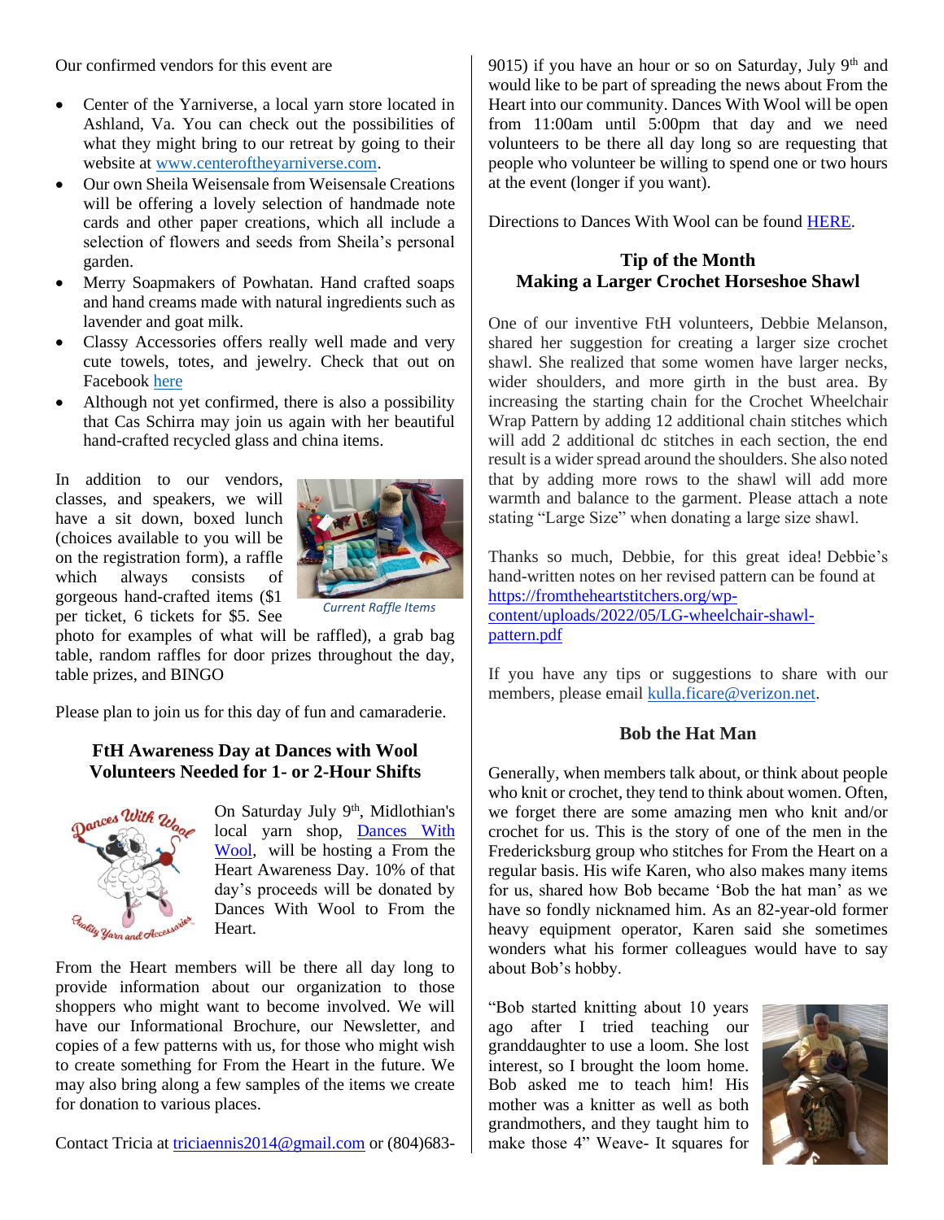Our confirmed vendors for this event are

- Center of the Yarniverse, a local yarn store located in Ashland, Va. You can check out the possibilities of what they might bring to our retreat by going to their website at www.centeroftheyarniverse.com.
- Our own Sheila Weisensale from Weisensale Creations will be offering a lovely selection of handmade note cards and other paper creations, which all include a selection of flowers and seeds from Sheila's personal garden.
- Merry Soapmakers of Powhatan. Hand crafted soaps and hand creams made with natural ingredients such as lavender and goat milk.
- Classy Accessories offers really well made and very cute towels, totes, and jewelry. Check that out on Facebook here
- Although not yet confirmed, there is also a possibility that Cas Schirra may join us again with her beautiful hand-crafted recycled glass and china items.

In addition to our vendors, classes, and speakers, we will have a sit down, boxed lunch (choices available to you will be on the registration form), a raffle which always consists of gorgeous hand-crafted items ($1 per ticket, 6 tickets for $5. See photo for examples of what will be raffled), a grab bag table, random raffles for door prizes throughout the day, table prizes, and BINGO

*Current Raffle Items*

Please plan to join us for this day of fun and camaraderie.

## FtH Awareness Day at Dances with Wool Volunteers Needed for 1- or 2-Hour Shifts

On Saturday July 9th, Midlothian's local yarn shop, Dances With Wool, will be hosting a From the Heart Awareness Day. 10% of that day's proceeds will be donated by Dances With Wool to From the Heart.

From the Heart members will be there all day long to provide information about our organization to those shoppers who might want to become involved. We will have our Informational Brochure, our Newsletter, and copies of a few patterns with us, for those who might wish to create something for From the Heart in the future. We may also bring along a few samples of the items we create for donation to various places.

Contact Tricia at triciaennis2014@gmail.com or (804)683-9015) if you have an hour or so on Saturday, July 9th and would like to be part of spreading the news about From the Heart into our community. Dances With Wool will be open from 11:00am until 5:00pm that day and we need volunteers to be there all day long so are requesting that people who volunteer be willing to spend one or two hours at the event (longer if you want).

Directions to Dances With Wool can be found HERE.

## Tip of the Month Making a Larger Crochet Horseshoe Shawl

One of our inventive FtH volunteers, Debbie Melanson, shared her suggestion for creating a larger size crochet shawl. She realized that some women have larger necks, wider shoulders, and more girth in the bust area. By increasing the starting chain for the Crochet Wheelchair Wrap Pattern by adding 12 additional chain stitches which will add 2 additional dc stitches in each section, the end result is a wider spread around the shoulders. She also noted that by adding more rows to the shawl will add more warmth and balance to the garment. Please attach a note stating "Large Size" when donating a large size shawl.

Thanks so much, Debbie, for this great idea! Debbie's hand-written notes on her revised pattern can be found at https://fromtheheartstitchers.org/wp-content/uploads/2022/05/LG-wheelchair-shawl-pattern.pdf

If you have any tips or suggestions to share with our members, please email kulla.ficare@verizon.net.

## Bob the Hat Man

Generally, when members talk about, or think about people who knit or crochet, they tend to think about women. Often, we forget there are some amazing men who knit and/or crochet for us. This is the story of one of the men in the Fredericksburg group who stitches for From the Heart on a regular basis. His wife Karen, who also makes many items for us, shared how Bob became 'Bob the hat man' as we have so fondly nicknamed him. As an 82-year-old former heavy equipment operator, Karen said she sometimes wonders what his former colleagues would have to say about Bob's hobby.

"Bob started knitting about 10 years ago after I tried teaching our granddaughter to use a loom. She lost interest, so I brought the loom home. Bob asked me to teach him! His mother was a knitter as well as both grandmothers, and they taught him to make those 4" Weave- It squares for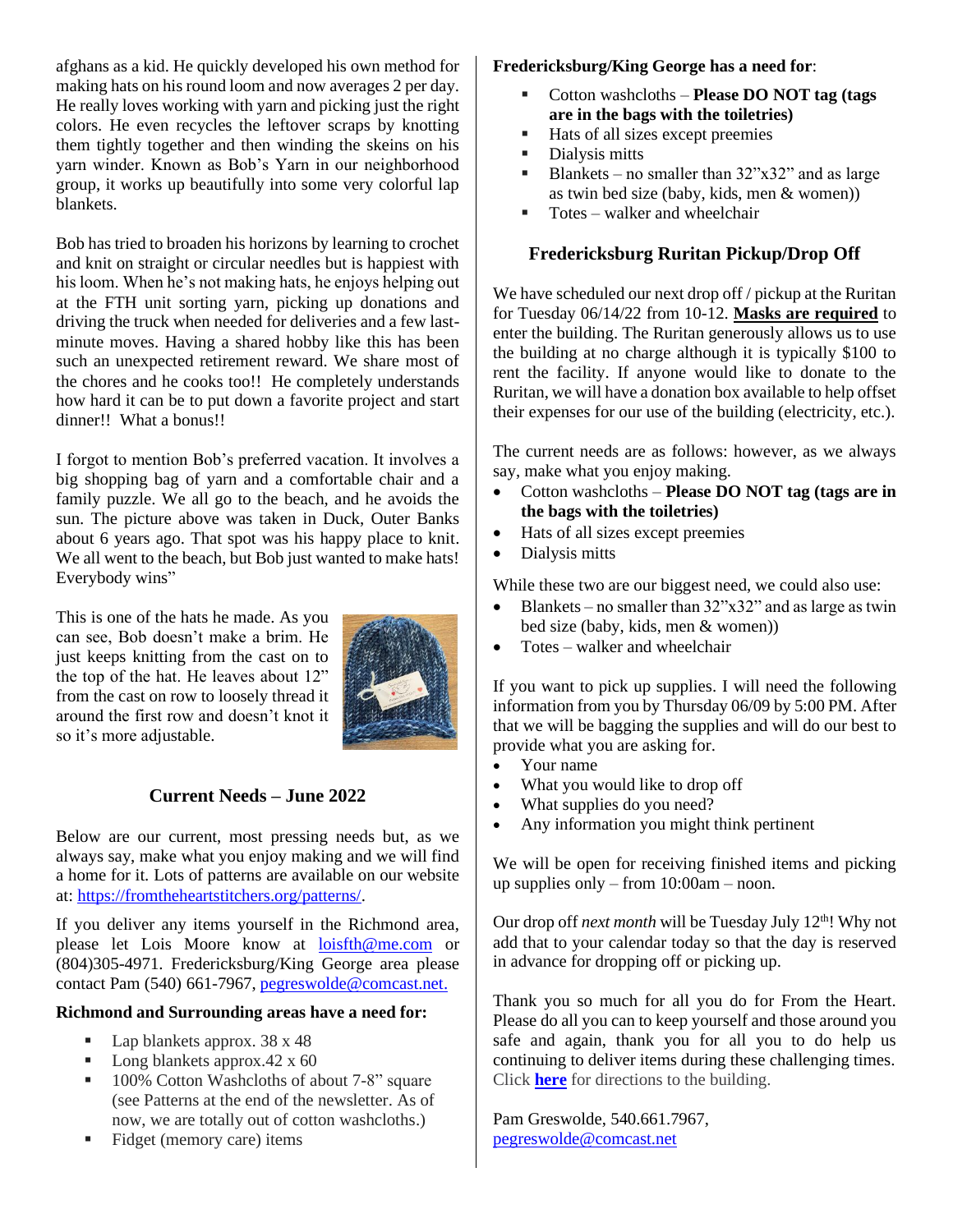afghans as a kid. He quickly developed his own method for making hats on his round loom and now averages 2 per day. He really loves working with yarn and picking just the right colors. He even recycles the leftover scraps by knotting them tightly together and then winding the skeins on his yarn winder. Known as Bob's Yarn in our neighborhood group, it works up beautifully into some very colorful lap blankets.

Bob has tried to broaden his horizons by learning to crochet and knit on straight or circular needles but is happiest with his loom. When he's not making hats, he enjoys helping out at the FTH unit sorting yarn, picking up donations and driving the truck when needed for deliveries and a few last-minute moves. Having a shared hobby like this has been such an unexpected retirement reward. We share most of the chores and he cooks too!! He completely understands how hard it can be to put down a favorite project and start dinner!! What a bonus!!

I forgot to mention Bob's preferred vacation. It involves a big shopping bag of yarn and a comfortable chair and a family puzzle. We all go to the beach, and he avoids the sun. The picture above was taken in Duck, Outer Banks about 6 years ago. That spot was his happy place to knit. We all went to the beach, but Bob just wanted to make hats! Everybody wins"

This is one of the hats he made. As you can see, Bob doesn't make a brim. He just keeps knitting from the cast on to the top of the hat. He leaves about 12" from the cast on row to loosely thread it around the first row and doesn't knot it so it's more adjustable.

## Current Needs – June 2022

Below are our current, most pressing needs but, as we always say, make what you enjoy making and we will find a home for it. Lots of patterns are available on our website at: https://fromtheheartstitchers.org/patterns/.

If you deliver any items yourself in the Richmond area, please let Lois Moore know at loisfth@me.com or (804)305-4971. Fredericksburg/King George area please contact Pam (540) 661-7967, pegreswolde@comcast.net.

**Richmond and Surrounding areas have a need for:**

- Lap blankets approx. 38 x 48
- Long blankets approx.42 x 60
- 100% Cotton Washcloths of about 7-8" square (see Patterns at the end of the newsletter. As of now, we are totally out of cotton washcloths.)
- Fidget (memory care) items

**Fredericksburg/King George has a need for**:

- Cotton washcloths – **Please DO NOT tag (tags are in the bags with the toiletries)**
- Hats of all sizes except preemies
- Dialysis mitts
- Blankets – no smaller than 32"x32" and as large as twin bed size (baby, kids, men & women))
- Totes – walker and wheelchair

## Fredericksburg Ruritan Pickup/Drop Off

We have scheduled our next drop off / pickup at the Ruritan for Tuesday 06/14/22 from 10-12. **Masks are required** to enter the building. The Ruritan generously allows us to use the building at no charge although it is typically $100 to rent the facility. If anyone would like to donate to the Ruritan, we will have a donation box available to help offset their expenses for our use of the building (electricity, etc.).

The current needs are as follows: however, as we always say, make what you enjoy making.

- Cotton washcloths – **Please DO NOT tag (tags are in the bags with the toiletries)**
- Hats of all sizes except preemies
- Dialysis mitts

While these two are our biggest need, we could also use:

- Blankets – no smaller than 32"x32" and as large as twin bed size (baby, kids, men & women))
- Totes – walker and wheelchair

If you want to pick up supplies. I will need the following information from you by Thursday 06/09 by 5:00 PM. After that we will be bagging the supplies and will do our best to provide what you are asking for.

- Your name
- What you would like to drop off
- What supplies do you need?
- Any information you might think pertinent

We will be open for receiving finished items and picking up supplies only – from 10:00am – noon.

Our drop off *next month* will be Tuesday July 12th! Why not add that to your calendar today so that the day is reserved in advance for dropping off or picking up.

Thank you so much for all you do for From the Heart. Please do all you can to keep yourself and those around you safe and again, thank you for all you to do help us continuing to deliver items during these challenging times. Click **here** for directions to the building.

Pam Greswolde, 540.661.7967,
pegreswolde@comcast.net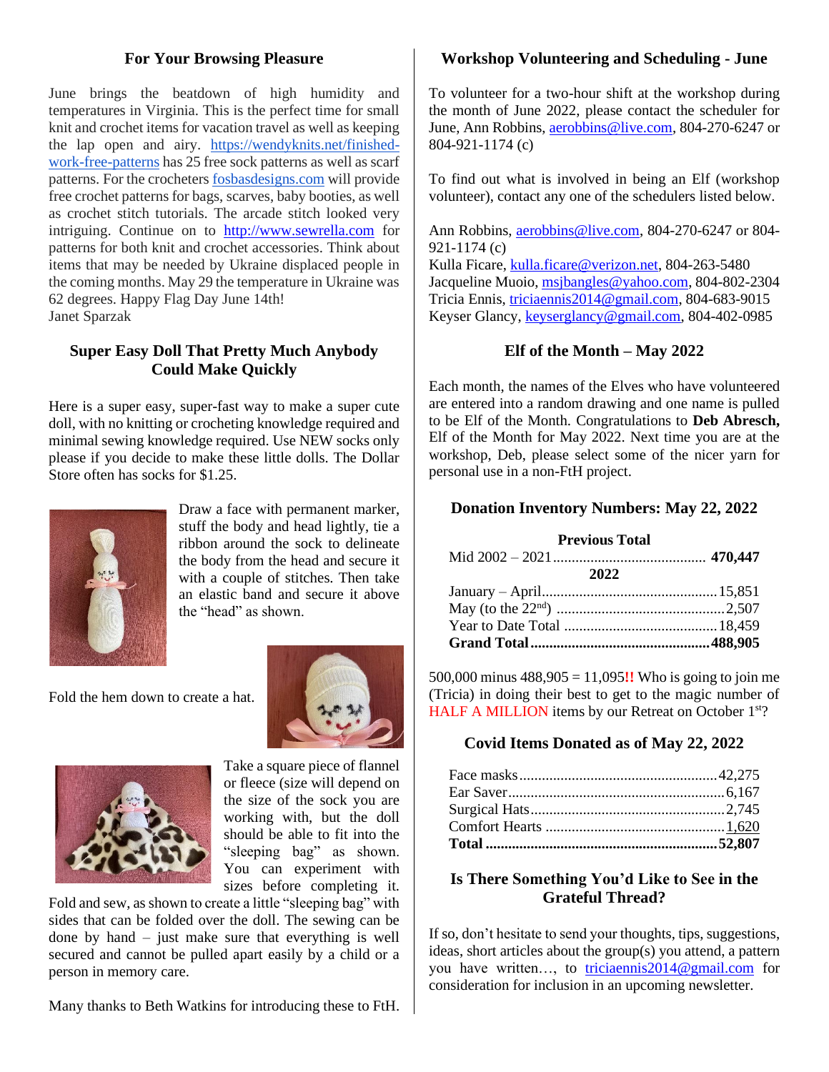## For Your Browsing Pleasure

June brings the beatdown of high humidity and temperatures in Virginia. This is the perfect time for small knit and crochet items for vacation travel as well as keeping the lap open and airy. https://wendyknits.net/finished-work-free-patterns has 25 free sock patterns as well as scarf patterns. For the crocheters fosbasdesigns.com will provide free crochet patterns for bags, scarves, baby booties, as well as crochet stitch tutorials. The arcade stitch looked very intriguing. Continue on to http://www.sewrella.com for patterns for both knit and crochet accessories. Think about items that may be needed by Ukraine displaced people in the coming months. May 29 the temperature in Ukraine was 62 degrees. Happy Flag Day June 14th!
Janet Sparzak

## Super Easy Doll That Pretty Much Anybody Could Make Quickly

Here is a super easy, super-fast way to make a super cute doll, with no knitting or crocheting knowledge required and minimal sewing knowledge required. Use NEW socks only please if you decide to make these little dolls. The Dollar Store often has socks for $1.25.

Draw a face with permanent marker, stuff the body and head lightly, tie a ribbon around the sock to delineate the body from the head and secure it with a couple of stitches. Then take an elastic band and secure it above the "head" as shown.

Fold the hem down to create a hat.

Take a square piece of flannel or fleece (size will depend on the size of the sock you are working with, but the doll should be able to fit into the "sleeping bag" as shown. You can experiment with sizes before completing it. Fold and sew, as shown to create a little "sleeping bag" with sides that can be folded over the doll. The sewing can be done by hand – just make sure that everything is well secured and cannot be pulled apart easily by a child or a person in memory care.

Many thanks to Beth Watkins for introducing these to FtH.

## Workshop Volunteering and Scheduling - June

To volunteer for a two-hour shift at the workshop during the month of June 2022, please contact the scheduler for June, Ann Robbins, aerobbins@live.com, 804-270-6247 or 804-921-1174 (c)

To find out what is involved in being an Elf (workshop volunteer), contact any one of the schedulers listed below.

Ann Robbins, aerobbins@live.com, 804-270-6247 or 804-921-1174 (c)
Kulla Ficare, kulla.ficare@verizon.net, 804-263-5480
Jacqueline Muoio, msjbangles@yahoo.com, 804-802-2304
Tricia Ennis, triciaennis2014@gmail.com, 804-683-9015
Keyser Glancy, keyserglancy@gmail.com, 804-402-0985

## Elf of the Month – May 2022

Each month, the names of the Elves who have volunteered are entered into a random drawing and one name is pulled to be Elf of the Month. Congratulations to **Deb Abresch,** Elf of the Month for May 2022. Next time you are at the workshop, Deb, please select some of the nicer yarn for personal use in a non-FtH project.

## Donation Inventory Numbers: May 22, 2022

| **Previous Total** | |
|---|---|
| Mid 2002 – 2021 | **470,447** |
| **2022** | |
| January – April | 15,851 |
| May (to the 22nd) | 2,507 |
| Year to Date Total | 18,459 |
| **Grand Total** | **488,905** |

500,000 minus 488,905 = 11,095**!!** Who is going to join me (Tricia) in doing their best to get to the magic number of HALF A MILLION items by our Retreat on October 1st?

## Covid Items Donated as of May 22, 2022

| Item | Count |
|---|---|
| Face masks | 42,275 |
| Ear Saver | 6,167 |
| Surgical Hats | 2,745 |
| Comfort Hearts | 1,620 |
| **Total** | **52,807** |

## Is There Something You'd Like to See in the Grateful Thread?

If so, don't hesitate to send your thoughts, tips, suggestions, ideas, short articles about the group(s) you attend, a pattern you have written…, to triciaennis2014@gmail.com for consideration for inclusion in an upcoming newsletter.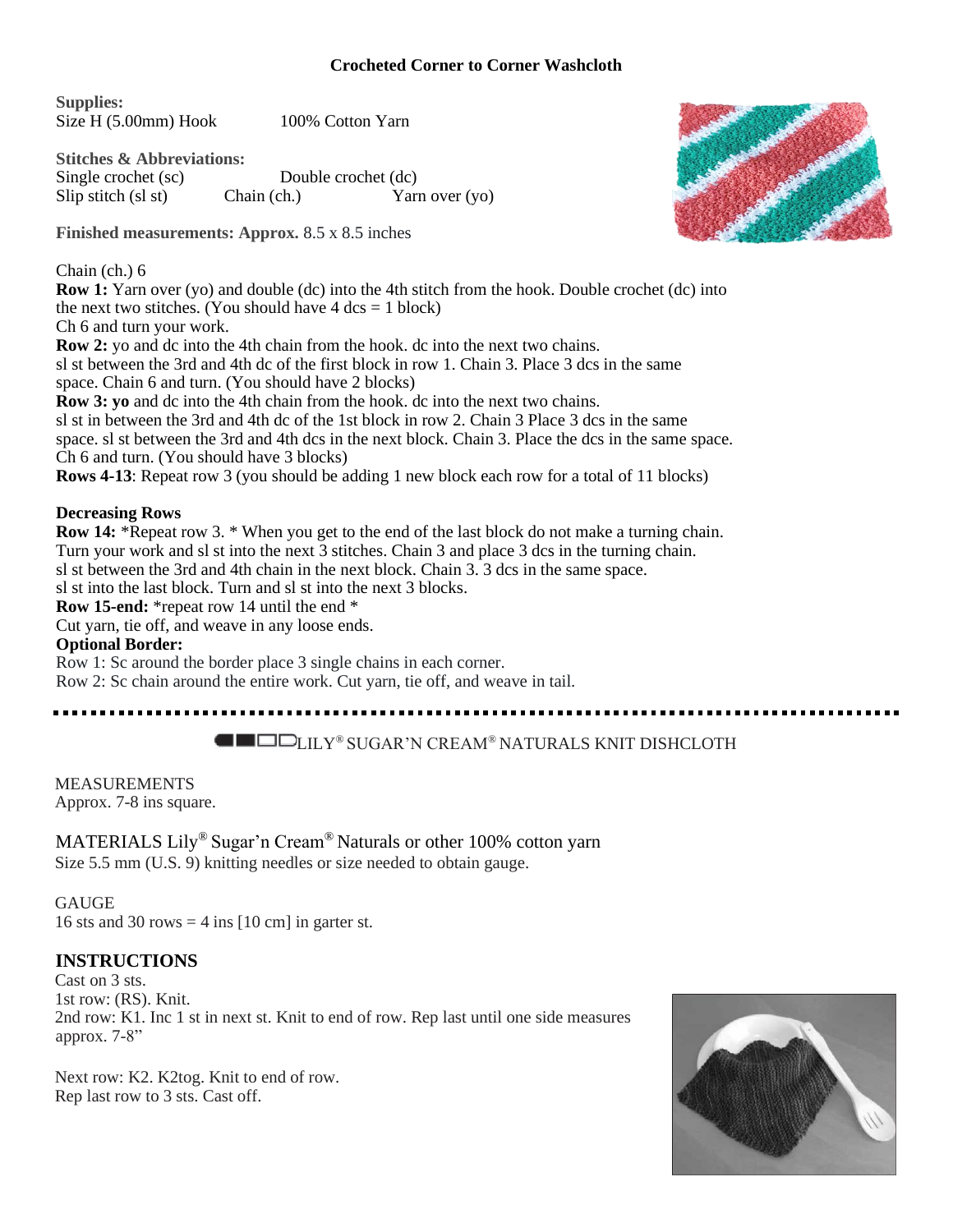## Crocheted Corner to Corner Washcloth

**Supplies:**
Size H (5.00mm) Hook　　100% Cotton Yarn

**Stitches & Abbreviations:**
Single crochet (sc)　　Double crochet (dc)
Slip stitch (sl st)　　Chain (ch.)　　Yarn over (yo)

**Finished measurements: Approx.** 8.5 x 8.5 inches

Chain (ch.) 6

**Row 1:** Yarn over (yo) and double (dc) into the 4th stitch from the hook. Double crochet (dc) into the next two stitches. (You should have 4 dcs = 1 block)
Ch 6 and turn your work.

**Row 2:** yo and dc into the 4th chain from the hook. dc into the next two chains.
sl st between the 3rd and 4th dc of the first block in row 1. Chain 3. Place 3 dcs in the same space. Chain 6 and turn. (You should have 2 blocks)

**Row 3: yo** and dc into the 4th chain from the hook. dc into the next two chains.
sl st in between the 3rd and 4th dc of the 1st block in row 2. Chain 3 Place 3 dcs in the same space. sl st between the 3rd and 4th dcs in the next block. Chain 3. Place the dcs in the same space. Ch 6 and turn. (You should have 3 blocks)

**Rows 4-13**: Repeat row 3 (you should be adding 1 new block each row for a total of 11 blocks)

**Decreasing Rows**

**Row 14:** *Repeat row 3. * When you get to the end of the last block do not make a turning chain. Turn your work and sl st into the next 3 stitches. Chain 3 and place 3 dcs in the turning chain. sl st between the 3rd and 4th chain in the next block. Chain 3. 3 dcs in the same space. sl st into the last block. Turn and sl st into the next 3 blocks.

**Row 15-end:** *repeat row 14 until the end *
Cut yarn, tie off, and weave in any loose ends.

**Optional Border:**
Row 1: Sc around the border place 3 single chains in each corner.
Row 2: Sc chain around the entire work. Cut yarn, tie off, and weave in tail.

---

## LILY® SUGAR'N CREAM® NATURALS KNIT DISHCLOTH

MEASUREMENTS
Approx. 7-8 ins square.

MATERIALS Lily® Sugar'n Cream® Naturals or other 100% cotton yarn
Size 5.5 mm (U.S. 9) knitting needles or size needed to obtain gauge.

GAUGE
16 sts and 30 rows = 4 ins [10 cm] in garter st.

### INSTRUCTIONS

Cast on 3 sts.
1st row: (RS). Knit.
2nd row: K1. Inc 1 st in next st. Knit to end of row. Rep last until one side measures approx. 7-8"

Next row: K2. K2tog. Knit to end of row.
Rep last row to 3 sts. Cast off.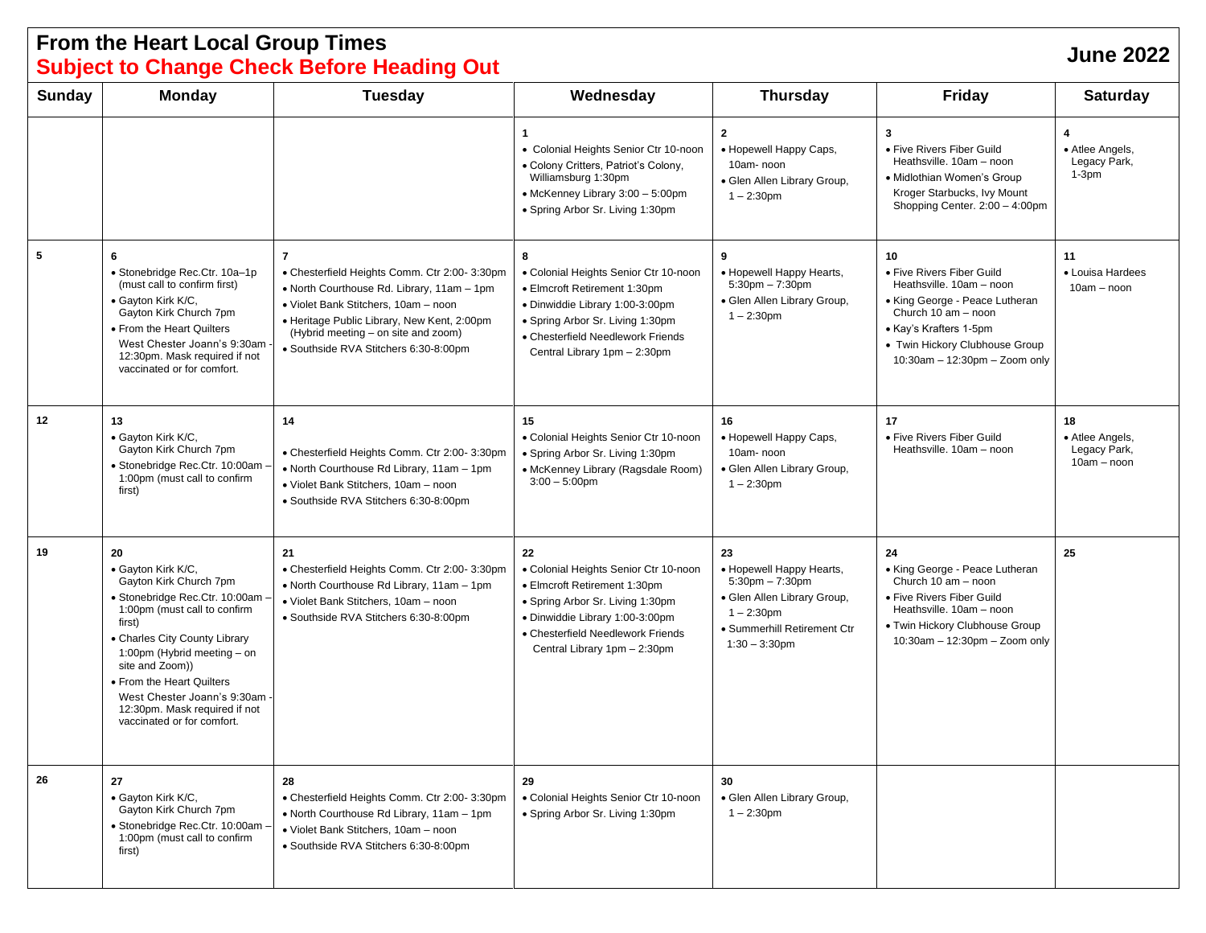# From the Heart Local Group Times

## Subject to Change Check Before Heading Out

## June 2022

| Sunday | Monday | Tuesday | Wednesday | Thursday | Friday | Saturday |
|---|---|---|---|---|---|---|
| | | | **1**<br>• Colonial Heights Senior Ctr 10-noon<br>• Colony Critters, Patriot's Colony, Williamsburg 1:30pm<br>• McKenney Library 3:00 – 5:00pm<br>• Spring Arbor Sr. Living 1:30pm | **2**<br>• Hopewell Happy Caps, 10am- noon<br>• Glen Allen Library Group, 1 – 2:30pm | **3**<br>• Five Rivers Fiber Guild Heathsville. 10am – noon<br>• Midlothian Women's Group Kroger Starbucks, Ivy Mount Shopping Center. 2:00 – 4:00pm | **4**<br>• Atlee Angels, Legacy Park, 1-3pm |
| **5** | **6**<br>• Stonebridge Rec.Ctr. 10a–1p (must call to confirm first)<br>• Gayton Kirk K/C, Gayton Kirk Church 7pm<br>• From the Heart Quilters West Chester Joann's 9:30am - 12:30pm. Mask required if not vaccinated or for comfort. | **7**<br>• Chesterfield Heights Comm. Ctr 2:00- 3:30pm<br>• North Courthouse Rd. Library, 11am – 1pm<br>• Violet Bank Stitchers, 10am – noon<br>• Heritage Public Library, New Kent, 2:00pm (Hybrid meeting – on site and zoom)<br>• Southside RVA Stitchers 6:30-8:00pm | **8**<br>• Colonial Heights Senior Ctr 10-noon<br>• Elmcroft Retirement 1:30pm<br>• Dinwiddie Library 1:00-3:00pm<br>• Spring Arbor Sr. Living 1:30pm<br>• Chesterfield Needlework Friends Central Library 1pm – 2:30pm | **9**<br>• Hopewell Happy Hearts, 5:30pm – 7:30pm<br>• Glen Allen Library Group, 1 – 2:30pm | **10**<br>• Five Rivers Fiber Guild Heathsville. 10am – noon<br>• King George - Peace Lutheran Church 10 am – noon<br>• Kay's Krafters 1-5pm<br>• Twin Hickory Clubhouse Group 10:30am – 12:30pm – Zoom only | **11**<br>• Louisa Hardees 10am – noon |
| **12** | **13**<br>• Gayton Kirk K/C, Gayton Kirk Church 7pm<br>• Stonebridge Rec.Ctr. 10:00am – 1:00pm (must call to confirm first) | **14**<br>• Chesterfield Heights Comm. Ctr 2:00- 3:30pm<br>• North Courthouse Rd Library, 11am – 1pm<br>• Violet Bank Stitchers, 10am – noon<br>• Southside RVA Stitchers 6:30-8:00pm | **15**<br>• Colonial Heights Senior Ctr 10-noon<br>• Spring Arbor Sr. Living 1:30pm<br>• McKenney Library (Ragsdale Room) 3:00 – 5:00pm | **16**<br>• Hopewell Happy Caps, 10am- noon<br>• Glen Allen Library Group, 1 – 2:30pm | **17**<br>• Five Rivers Fiber Guild Heathsville. 10am – noon | **18**<br>• Atlee Angels, Legacy Park, 10am – noon |
| **19** | **20**<br>• Gayton Kirk K/C, Gayton Kirk Church 7pm<br>• Stonebridge Rec.Ctr. 10:00am – 1:00pm (must call to confirm first)<br>• Charles City County Library 1:00pm (Hybrid meeting – on site and Zoom))<br>• From the Heart Quilters West Chester Joann's 9:30am - 12:30pm. Mask required if not vaccinated or for comfort. | **21**<br>• Chesterfield Heights Comm. Ctr 2:00- 3:30pm<br>• North Courthouse Rd Library, 11am – 1pm<br>• Violet Bank Stitchers, 10am – noon<br>• Southside RVA Stitchers 6:30-8:00pm | **22**<br>• Colonial Heights Senior Ctr 10-noon<br>• Elmcroft Retirement 1:30pm<br>• Spring Arbor Sr. Living 1:30pm<br>• Dinwiddie Library 1:00-3:00pm<br>• Chesterfield Needlework Friends Central Library 1pm – 2:30pm | **23**<br>• Hopewell Happy Hearts, 5:30pm – 7:30pm<br>• Glen Allen Library Group, 1 – 2:30pm<br>• Summerhill Retirement Ctr 1:30 – 3:30pm | **24**<br>• King George - Peace Lutheran Church 10 am – noon<br>• Five Rivers Fiber Guild Heathsville. 10am – noon<br>• Twin Hickory Clubhouse Group 10:30am – 12:30pm – Zoom only | **25** |
| **26** | **27**<br>• Gayton Kirk K/C, Gayton Kirk Church 7pm<br>• Stonebridge Rec.Ctr. 10:00am – 1:00pm (must call to confirm first) | **28**<br>• Chesterfield Heights Comm. Ctr 2:00- 3:30pm<br>• North Courthouse Rd Library, 11am – 1pm<br>• Violet Bank Stitchers, 10am – noon<br>• Southside RVA Stitchers 6:30-8:00pm | **29**<br>• Colonial Heights Senior Ctr 10-noon<br>• Spring Arbor Sr. Living 1:30pm | **30**<br>• Glen Allen Library Group, 1 – 2:30pm | | |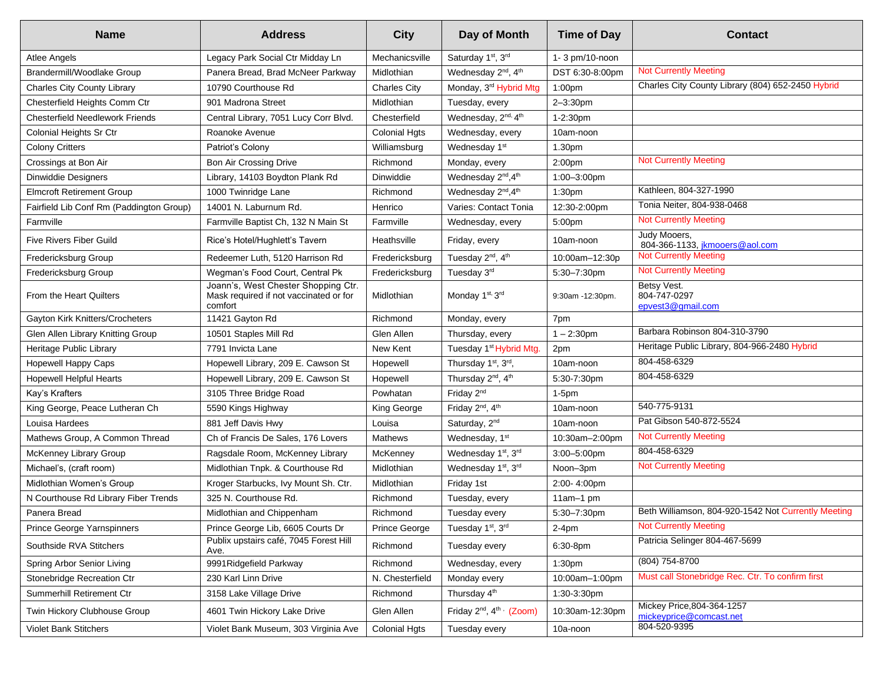| Name | Address | City | Day of Month | Time of Day | Contact |
|---|---|---|---|---|---|
| Atlee Angels | Legacy Park Social Ctr Midday Ln | Mechanicsville | Saturday 1st, 3rd | 1- 3 pm/10-noon | |
| Brandermill/Woodlake Group | Panera Bread, Brad McNeer Parkway | Midlothian | Wednesday 2nd, 4th | DST 6:30-8:00pm | Not Currently Meeting |
| Charles City County Library | 10790 Courthouse Rd | Charles City | Monday, 3rd Hybrid Mtg | 1:00pm | Charles City County Library (804) 652-2450 Hybrid |
| Chesterfield Heights Comm Ctr | 901 Madrona Street | Midlothian | Tuesday, every | 2–3:30pm | |
| Chesterfield Needlework Friends | Central Library, 7051 Lucy Corr Blvd. | Chesterfield | Wednesday, 2nd, 4th | 1-2:30pm | |
| Colonial Heights Sr Ctr | Roanoke Avenue | Colonial Hgts | Wednesday, every | 10am-noon | |
| Colony Critters | Patriot's Colony | Williamsburg | Wednesday 1st | 1.30pm | |
| Crossings at Bon Air | Bon Air Crossing Drive | Richmond | Monday, every | 2:00pm | Not Currently Meeting |
| Dinwiddie Designers | Library, 14103 Boydton Plank Rd | Dinwiddie | Wednesday 2nd,4th | 1:00–3:00pm | |
| Elmcroft Retirement Group | 1000 Twinridge Lane | Richmond | Wednesday 2nd,4th | 1:30pm | Kathleen, 804-327-1990 |
| Fairfield Lib Conf Rm (Paddington Group) | 14001 N. Laburnum Rd. | Henrico | Varies: Contact Tonia | 12:30-2:00pm | Tonia Neiter, 804-938-0468 |
| Farmville | Farmville Baptist Ch, 132 N Main St | Farmville | Wednesday, every | 5:00pm | Not Currently Meeting |
| Five Rivers Fiber Guild | Rice's Hotel/Hughlett's Tavern | Heathsville | Friday, every | 10am-noon | Judy Mooers, 804-366-1133, jkmooers@aol.com |
| Fredericksburg Group | Redeemer Luth, 5120 Harrison Rd | Fredericksburg | Tuesday 2nd, 4th | 10:00am–12:30p | Not Currently Meeting |
| Fredericksburg Group | Wegman's Food Court, Central Pk | Fredericksburg | Tuesday 3rd | 5:30–7:30pm | Not Currently Meeting |
| From the Heart Quilters | Joann's, West Chester Shopping Ctr. Mask required if not vaccinated or for comfort | Midlothian | Monday 1st, 3rd | 9:30am -12:30pm. | Betsy Vest. 804-747-0297 epvest3@gmail.com |
| Gayton Kirk Knitters/Crocheters | 11421 Gayton Rd | Richmond | Monday, every | 7pm | |
| Glen Allen Library Knitting Group | 10501 Staples Mill Rd | Glen Allen | Thursday, every | 1 – 2:30pm | Barbara Robinson 804-310-3790 |
| Heritage Public Library | 7791 Invicta Lane | New Kent | Tuesday 1st Hybrid Mtg. | 2pm | Heritage Public Library, 804-966-2480 Hybrid |
| Hopewell Happy Caps | Hopewell Library, 209 E. Cawson St | Hopewell | Thursday 1st, 3rd, | 10am-noon | 804-458-6329 |
| Hopewell Helpful Hearts | Hopewell Library, 209 E. Cawson St | Hopewell | Thursday 2nd, 4th | 5:30-7:30pm | 804-458-6329 |
| Kay's Krafters | 3105 Three Bridge Road | Powhatan | Friday 2nd | 1-5pm | |
| King George, Peace Lutheran Ch | 5590 Kings Highway | King George | Friday 2nd, 4th | 10am-noon | 540-775-9131 |
| Louisa Hardees | 881 Jeff Davis Hwy | Louisa | Saturday, 2nd | 10am-noon | Pat Gibson 540-872-5524 |
| Mathews Group, A Common Thread | Ch of Francis De Sales, 176 Lovers | Mathews | Wednesday, 1st | 10:30am–2:00pm | Not Currently Meeting |
| McKenney Library Group | Ragsdale Room, McKenney Library | McKenney | Wednesday 1st, 3rd | 3:00–5:00pm | 804-458-6329 |
| Michael's, (craft room) | Midlothian Tnpk. & Courthouse Rd | Midlothian | Wednesday 1st, 3rd | Noon–3pm | Not Currently Meeting |
| Midlothian Women's Group | Kroger Starbucks, Ivy Mount Sh. Ctr. | Midlothian | Friday 1st | 2:00- 4:00pm | |
| N Courthouse Rd Library Fiber Trends | 325 N. Courthouse Rd. | Richmond | Tuesday, every | 11am–1 pm | |
| Panera Bread | Midlothian and Chippenham | Richmond | Tuesday every | 5:30–7:30pm | Beth Williamson, 804-920-1542 Not Currently Meeting |
| Prince George Yarnspinners | Prince George Lib, 6605 Courts Dr | Prince George | Tuesday 1st, 3rd | 2-4pm | Not Currently Meeting |
| Southside RVA Stitchers | Publix upstairs café, 7045 Forest Hill Ave. | Richmond | Tuesday every | 6:30-8pm | Patricia Selinger 804-467-5699 |
| Spring Arbor Senior Living | 9991Ridgefield Parkway | Richmond | Wednesday, every | 1:30pm | (804) 754-8700 |
| Stonebridge Recreation Ctr | 230 Karl Linn Drive | N. Chesterfield | Monday every | 10:00am–1:00pm | Must call Stonebridge Rec. Ctr. To confirm first |
| Summerhill Retirement Ctr | 3158 Lake Village Drive | Richmond | Thursday 4th | 1:30-3:30pm | |
| Twin Hickory Clubhouse Group | 4601 Twin Hickory Lake Drive | Glen Allen | Friday 2nd, 4th (Zoom) | 10:30am-12:30pm | Mickey Price,804-364-1257 mickeyprice@comcast.net |
| Violet Bank Stitchers | Violet Bank Museum, 303 Virginia Ave | Colonial Hgts | Tuesday every | 10a-noon | 804-520-9395 |